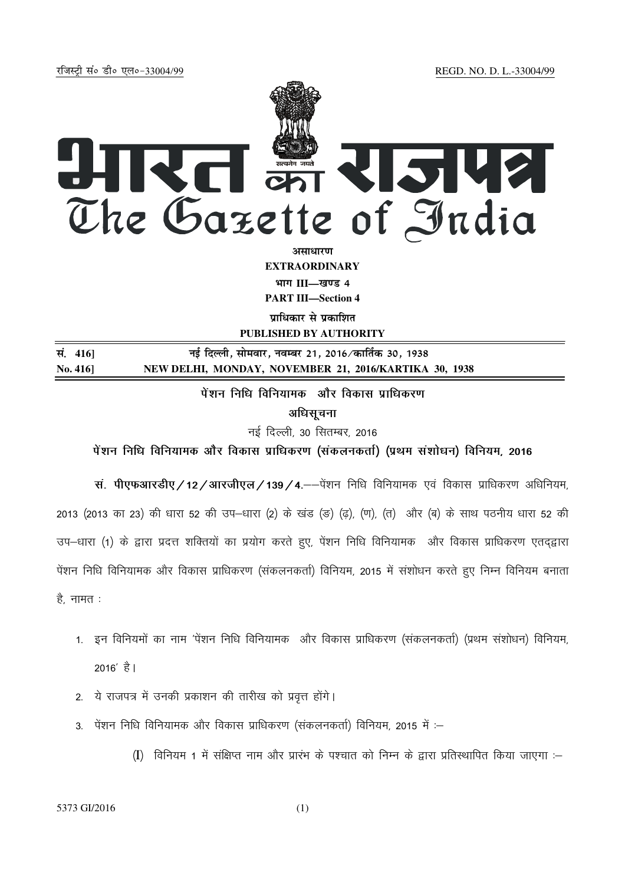रजिस्ट्री सं० डी० एल०-33004/99 REGD. NO. D. L.-33004/99

# भारत का राजपत्र
# The Gazette of India

**असाधारण**

**EXTRAORDINARY**

**भाग III—खण्ड 4**

**PART III—Section 4**

**प्राधिकार से प्रकाशित**

**PUBLISHED BY AUTHORITY**

| | |
|---|---|
| **सं. 416]** | **नई दिल्ली, सोमवार, नवम्बर 21, 2016/कार्तिक 30, 1938** |
| **No. 416]** | **NEW DELHI, MONDAY, NOVEMBER 21, 2016/KARTIKA 30, 1938** |

## पेंशन निधि विनियामक और विकास प्राधिकरण

### अधिसूचना

नई दिल्ली, 30 सितम्बर, 2016

### पेंशन निधि विनियामक और विकास प्राधिकरण (संकलनकर्ता) (प्रथम संशोधन) विनियम, 2016

**सं. पीएफआरडीए/12/आरजीएल/139/4.**——पेंशन निधि विनियामक एवं विकास प्राधिकरण अधिनियम, 2013 (2013 का 23) की धारा 52 की उप–धारा (2) के खंड (ङ) (ढ़), (ण), (त) और (ब) के साथ पठनीय धारा 52 की उप–धारा (1) के द्वारा प्रदत्त शक्तियों का प्रयोग करते हुए, पेंशन निधि विनियामक और विकास प्राधिकरण एतद्द्वारा पेंशन निधि विनियामक और विकास प्राधिकरण (संकलनकर्ता) विनियम, 2015 में संशोधन करते हुए निम्न विनियम बनाता है, नामत :

1. इन विनियमों का नाम 'पेंशन निधि विनियामक और विकास प्राधिकरण (संकलनकर्ता) (प्रथम संशोधन) विनियम, 2016' है।
2. ये राजपत्र में उनकी प्रकाशन की तारीख को प्रवृत्त होंगे।
3. पेंशन निधि विनियामक और विकास प्राधिकरण (संकलनकर्ता) विनियम, 2015 में :–

    (I) विनियम 1 में संक्षिप्त नाम और प्रारंभ के पश्चात को निम्न के द्वारा प्रतिस्थापित किया जाएगा :–

5373 GI/2016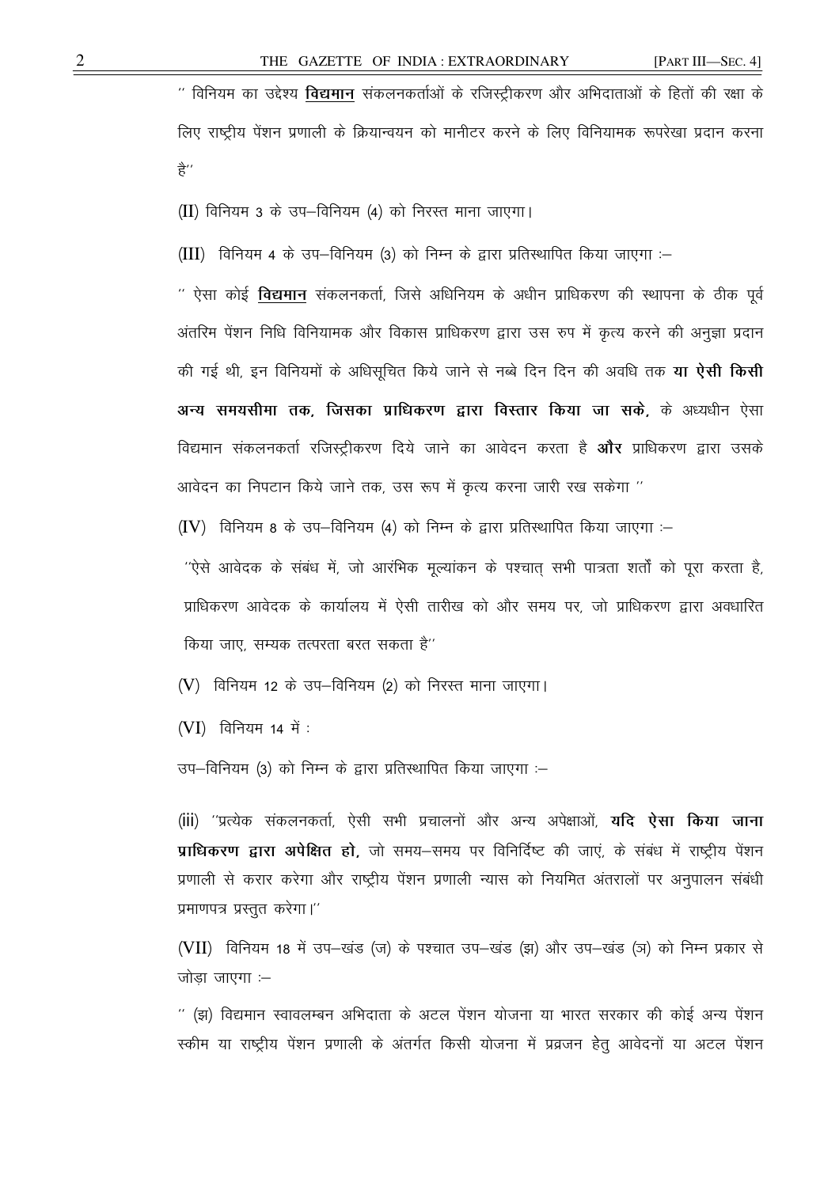" विनियम का उद्देश्य **<u>विद्यमान</u>** संकलनकर्ताओं के रजिस्ट्रीकरण और अभिदाताओं के हितों की रक्षा के लिए राष्ट्रीय पेंशन प्रणाली के क्रियान्वयन को मानीटर करने के लिए विनियामक रूपरेखा प्रदान करना है"

(II) विनियम 3 के उप–विनियम (4) को निरस्त माना जाएगा।

(III) विनियम 4 के उप–विनियम (3) को निम्न के द्वारा प्रतिस्थापित किया जाएगा :–

" ऐसा कोई **<u>विद्यमान</u>** संकलनकर्ता, जिसे अधिनियम के अधीन प्राधिकरण की स्थापना के ठीक पूर्व अंतरिम पेंशन निधि विनियामक और विकास प्राधिकरण द्वारा उस रुप में कृत्य करने की अनुज्ञा प्रदान की गई थी, इन विनियमों के अधिसूचित किये जाने से नब्बे दिन दिन की अवधि तक **या ऐसी किसी अन्य समयसीमा तक, जिसका प्राधिकरण द्वारा विस्तार किया जा सके,** के अध्यधीन ऐसा विद्यमान संकलनकर्ता रजिस्ट्रीकरण दिये जाने का आवेदन करता है **और** प्राधिकरण द्वारा उसके आवेदन का निपटान किये जाने तक, उस रूप में कृत्य करना जारी रख सकेगा "

(IV) विनियम 8 के उप–विनियम (4) को निम्न के द्वारा प्रतिस्थापित किया जाएगा :–

"ऐसे आवेदक के संबंध में, जो आरंभिक मूल्यांकन के पश्चात् सभी पात्रता शर्तों को पूरा करता है, प्राधिकरण आवेदक के कार्यालय में ऐसी तारीख को और समय पर, जो प्राधिकरण द्वारा अवधारित किया जाए, सम्यक तत्परता बरत सकता है"

(V) विनियम 12 के उप–विनियम (2) को निरस्त माना जाएगा।

(VI) विनियम 14 में :

उप–विनियम (3) को निम्न के द्वारा प्रतिस्थापित किया जाएगा :–

(iii) "प्रत्येक संकलनकर्ता, ऐसी सभी प्रचालनों और अन्य अपेक्षाओं, **यदि ऐसा किया जाना प्राधिकरण द्वारा अपेक्षित हो,** जो समय–समय पर विनिर्दिष्ट की जाएं, के संबंध में राष्ट्रीय पेंशन प्रणाली से करार करेगा और राष्ट्रीय पेंशन प्रणाली न्यास को नियमित अंतरालों पर अनुपालन संबंधी प्रमाणपत्र प्रस्तुत करेगा।"

(VII) विनियम 18 में उप–खंड (ज) के पश्चात उप–खंड (झ) और उप–खंड (ञ) को निम्न प्रकार से जोड़ा जाएगा :–

" (झ) विद्यमान स्वावलम्बन अभिदाता के अटल पेंशन योजना या भारत सरकार की कोई अन्य पेंशन स्कीम या राष्ट्रीय पेंशन प्रणाली के अंतर्गत किसी योजना में प्रव्रजन हेतु आवेदनों या अटल पेंशन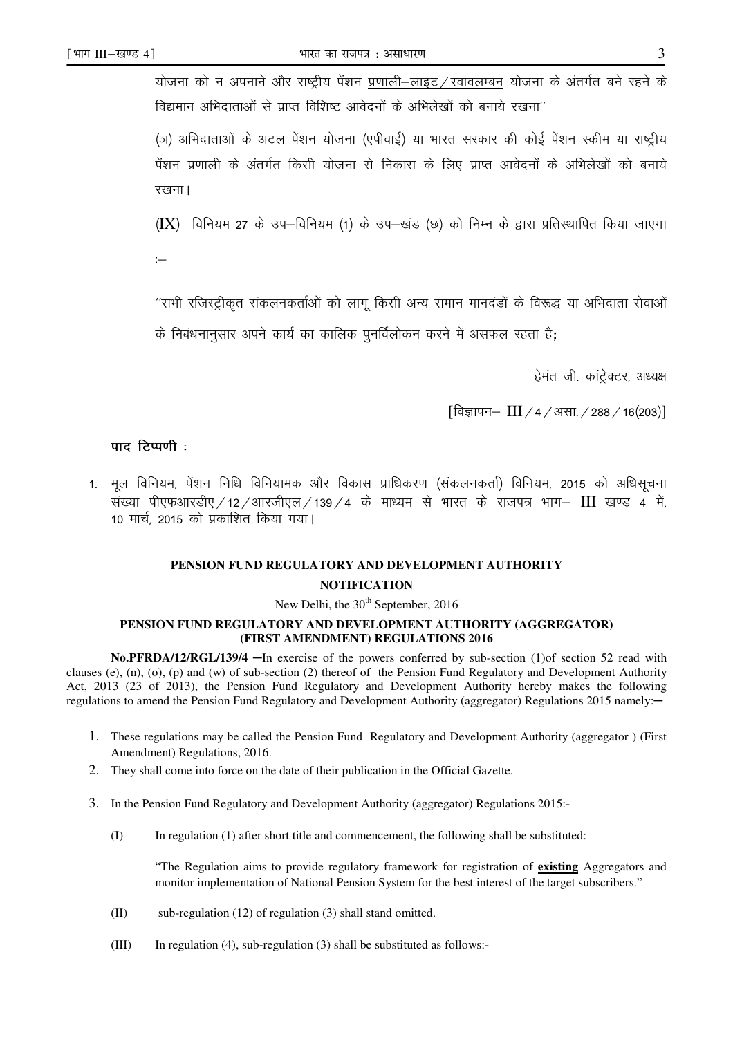योजना को न अपनाने और राष्ट्रीय पेंशन प्रणाली–लाइट/स्वावलम्बन योजना के अंतर्गत बने रहने के विद्यमान अभिदाताओं से प्राप्त विशिष्ट आवेदनों के अभिलेखों को बनाये रखना''

(ज) अभिदाताओं के अटल पेंशन योजना (एपीवाई) या भारत सरकार की कोई पेंशन स्कीम या राष्ट्रीय पेंशन प्रणाली के अंतर्गत किसी योजना से निकास के लिए प्राप्त आवेदनों के अभिलेखों को बनाये रखना।

(IX) विनियम 27 के उप–विनियम (1) के उप–खंड (छ) को निम्न के द्वारा प्रतिस्थापित किया जाएगा :–

''सभी रजिस्ट्रीकृत संकलनकर्ताओं को लागू किसी अन्य समान मानदंडों के विरूद्ध या अभिदाता सेवाओं के निबंधनानुसार अपने कार्य का कालिक पुनर्विलोकन करने में असफल रहता है;

हेमंत जी. कांट्रेक्टर, अध्यक्ष

[विज्ञापन– III/4/असा./288/16(203)]

**पाद टिप्पणी :**

1. मूल विनियम, पेंशन निधि विनियामक और विकास प्राधिकरण (संकलनकर्ता) विनियम, 2015 को अधिसूचना संख्या पीएफआरडीए/12/आरजीएल/139/4 के माध्यम से भारत के राजपत्र भाग– III खण्ड 4 में, 10 मार्च, 2015 को प्रकाशित किया गया।

## PENSION FUND REGULATORY AND DEVELOPMENT AUTHORITY

## NOTIFICATION

New Delhi, the 30th September, 2016

### PENSION FUND REGULATORY AND DEVELOPMENT AUTHORITY (AGGREGATOR) (FIRST AMENDMENT) REGULATIONS 2016

**No.PFRDA/12/RGL/139/4** —In exercise of the powers conferred by sub-section (1)of section 52 read with clauses (e), (n), (o), (p) and (w) of sub-section (2) thereof of the Pension Fund Regulatory and Development Authority Act, 2013 (23 of 2013), the Pension Fund Regulatory and Development Authority hereby makes the following regulations to amend the Pension Fund Regulatory and Development Authority (aggregator) Regulations 2015 namely:—

1. These regulations may be called the Pension Fund Regulatory and Development Authority (aggregator ) (First Amendment) Regulations, 2016.
2. They shall come into force on the date of their publication in the Official Gazette.
3. In the Pension Fund Regulatory and Development Authority (aggregator) Regulations 2015:-

(I) In regulation (1) after short title and commencement, the following shall be substituted:

"The Regulation aims to provide regulatory framework for registration of **existing** Aggregators and monitor implementation of National Pension System for the best interest of the target subscribers."

(II) sub-regulation (12) of regulation (3) shall stand omitted.

(III) In regulation (4), sub-regulation (3) shall be substituted as follows:-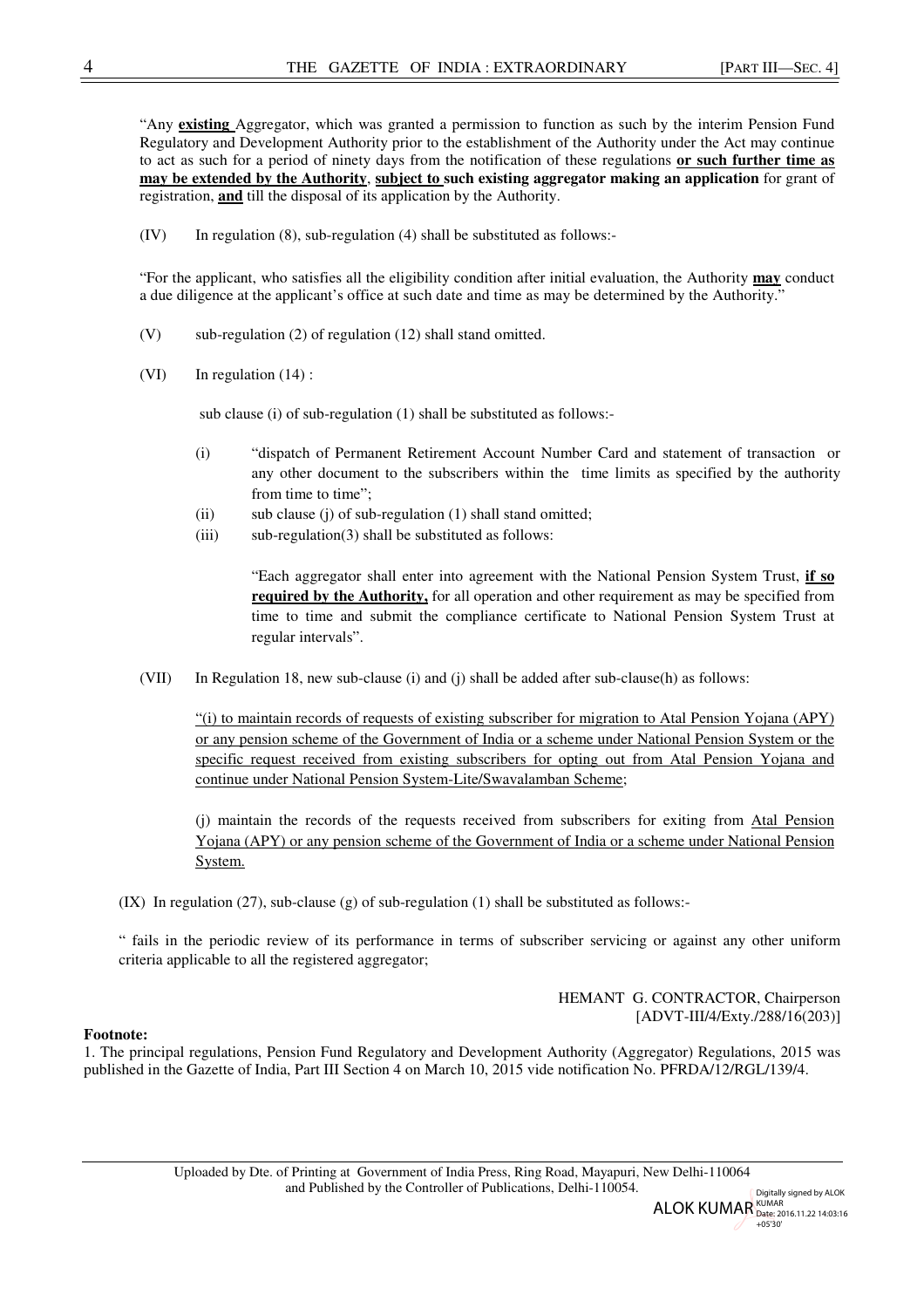"Any **existing** Aggregator, which was granted a permission to function as such by the interim Pension Fund Regulatory and Development Authority prior to the establishment of the Authority under the Act may continue to act as such for a period of ninety days from the notification of these regulations **or such further time as may be extended by the Authority**, **subject to such existing aggregator making an application** for grant of registration, **and** till the disposal of its application by the Authority.

(IV) In regulation (8), sub-regulation (4) shall be substituted as follows:-

"For the applicant, who satisfies all the eligibility condition after initial evaluation, the Authority **may** conduct a due diligence at the applicant's office at such date and time as may be determined by the Authority."

(V) sub-regulation (2) of regulation (12) shall stand omitted.

(VI) In regulation (14) :

sub clause (i) of sub-regulation (1) shall be substituted as follows:-

(i) "dispatch of Permanent Retirement Account Number Card and statement of transaction or any other document to the subscribers within the time limits as specified by the authority from time to time";

(ii) sub clause (j) of sub-regulation (1) shall stand omitted;

(iii) sub-regulation(3) shall be substituted as follows:

"Each aggregator shall enter into agreement with the National Pension System Trust, **if so required by the Authority,** for all operation and other requirement as may be specified from time to time and submit the compliance certificate to National Pension System Trust at regular intervals".

(VII) In Regulation 18, new sub-clause (i) and (j) shall be added after sub-clause(h) as follows:

"(i) to maintain records of requests of existing subscriber for migration to Atal Pension Yojana (APY) or any pension scheme of the Government of India or a scheme under National Pension System or the specific request received from existing subscribers for opting out from Atal Pension Yojana and continue under National Pension System-Lite/Swavalamban Scheme;

(j) maintain the records of the requests received from subscribers for exiting from Atal Pension Yojana (APY) or any pension scheme of the Government of India or a scheme under National Pension System.

(IX) In regulation (27), sub-clause (g) of sub-regulation (1) shall be substituted as follows:-

" fails in the periodic review of its performance in terms of subscriber servicing or against any other uniform criteria applicable to all the registered aggregator;

HEMANT G. CONTRACTOR, Chairperson
[ADVT-III/4/Exty./288/16(203)]

**Footnote:**

1. The principal regulations, Pension Fund Regulatory and Development Authority (Aggregator) Regulations, 2015 was published in the Gazette of India, Part III Section 4 on March 10, 2015 vide notification No. PFRDA/12/RGL/139/4.

Uploaded by Dte. of Printing at Government of India Press, Ring Road, Mayapuri, New Delhi-110064 and Published by the Controller of Publications, Delhi-110054.

ALOK KUMAR Digitally signed by ALOK KUMAR Date: 2016.11.22 14:03:16 +05'30'